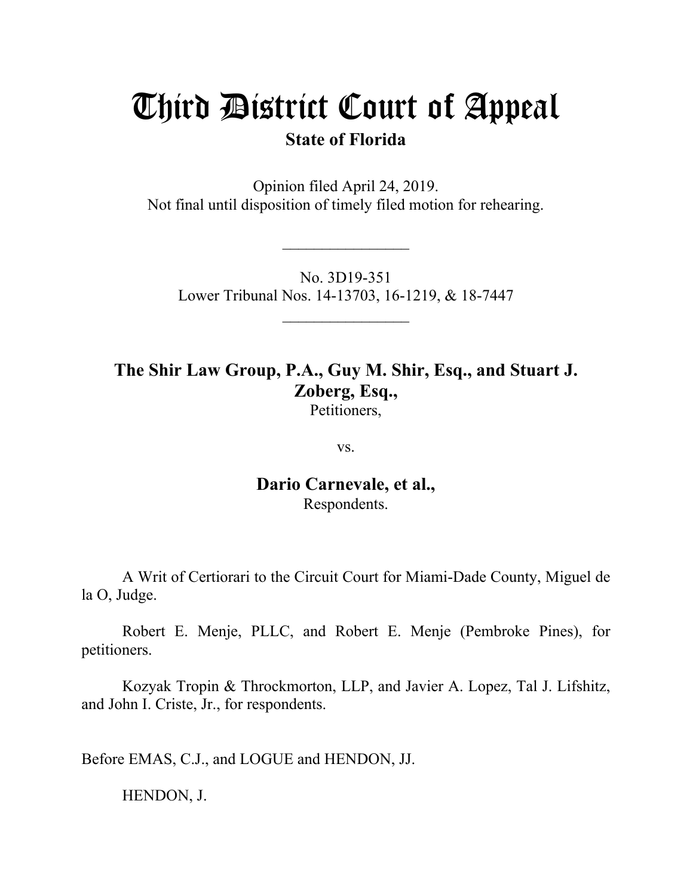# Third District Court of Appeal

**State of Florida**

Opinion filed April 24, 2019.
Not final until disposition of timely filed motion for rehearing.

________________

No. 3D19-351
Lower Tribunal Nos. 14-13703, 16-1219, & 18-7447

________________

**The Shir Law Group, P.A., Guy M. Shir, Esq., and Stuart J. Zoberg, Esq.,**
Petitioners,

vs.

**Dario Carnevale, et al.,**
Respondents.

A Writ of Certiorari to the Circuit Court for Miami-Dade County, Miguel de la O, Judge.

Robert E. Menje, PLLC, and Robert E. Menje (Pembroke Pines), for petitioners.

Kozyak Tropin & Throckmorton, LLP, and Javier A. Lopez, Tal J. Lifshitz, and John I. Criste, Jr., for respondents.

Before EMAS, C.J., and LOGUE and HENDON, JJ.

HENDON, J.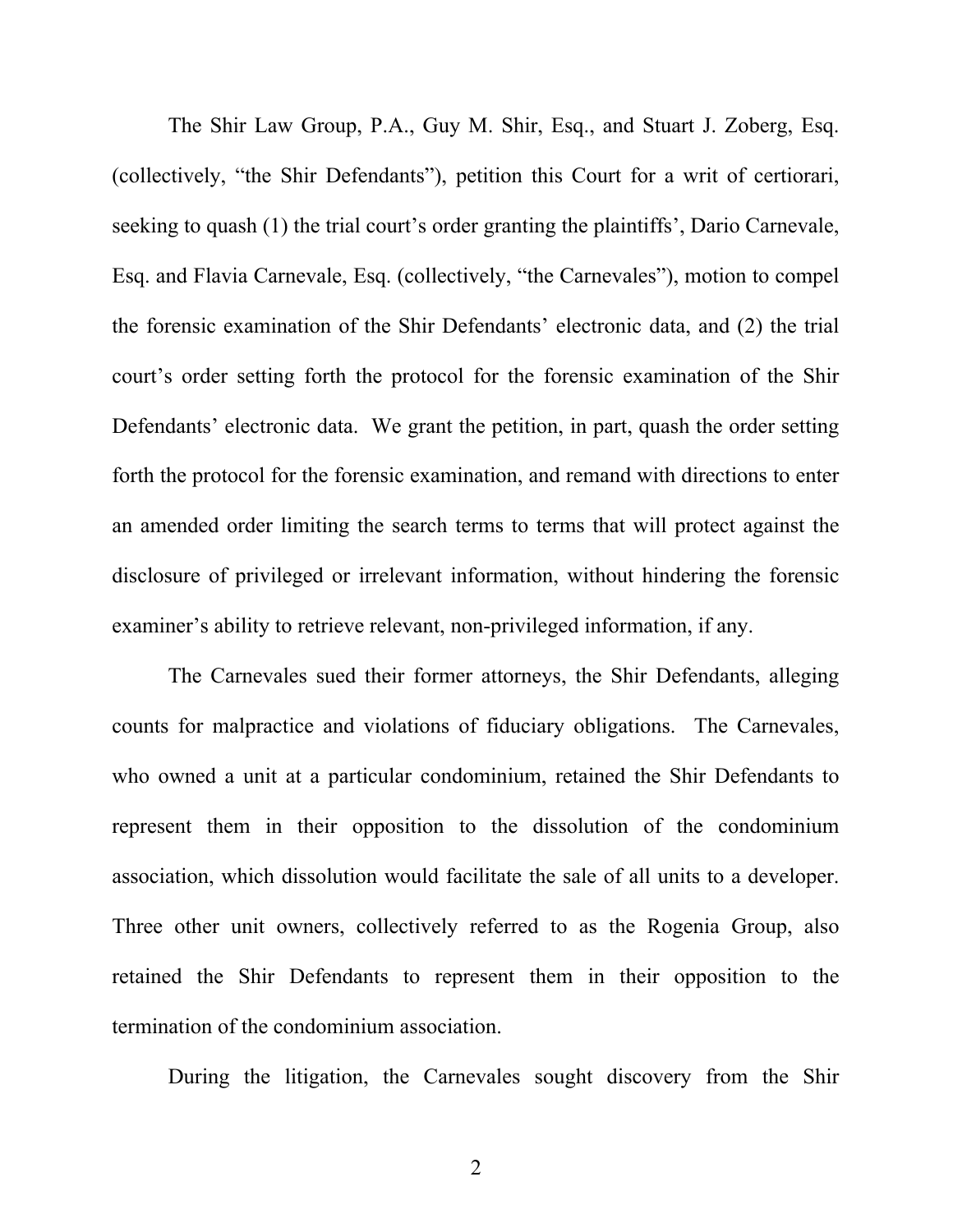The Shir Law Group, P.A., Guy M. Shir, Esq., and Stuart J. Zoberg, Esq. (collectively, "the Shir Defendants"), petition this Court for a writ of certiorari, seeking to quash (1) the trial court's order granting the plaintiffs', Dario Carnevale, Esq. and Flavia Carnevale, Esq. (collectively, "the Carnevales"), motion to compel the forensic examination of the Shir Defendants' electronic data, and (2) the trial court's order setting forth the protocol for the forensic examination of the Shir Defendants' electronic data. We grant the petition, in part, quash the order setting forth the protocol for the forensic examination, and remand with directions to enter an amended order limiting the search terms to terms that will protect against the disclosure of privileged or irrelevant information, without hindering the forensic examiner's ability to retrieve relevant, non-privileged information, if any.

The Carnevales sued their former attorneys, the Shir Defendants, alleging counts for malpractice and violations of fiduciary obligations. The Carnevales, who owned a unit at a particular condominium, retained the Shir Defendants to represent them in their opposition to the dissolution of the condominium association, which dissolution would facilitate the sale of all units to a developer. Three other unit owners, collectively referred to as the Rogenia Group, also retained the Shir Defendants to represent them in their opposition to the termination of the condominium association.

During the litigation, the Carnevales sought discovery from the Shir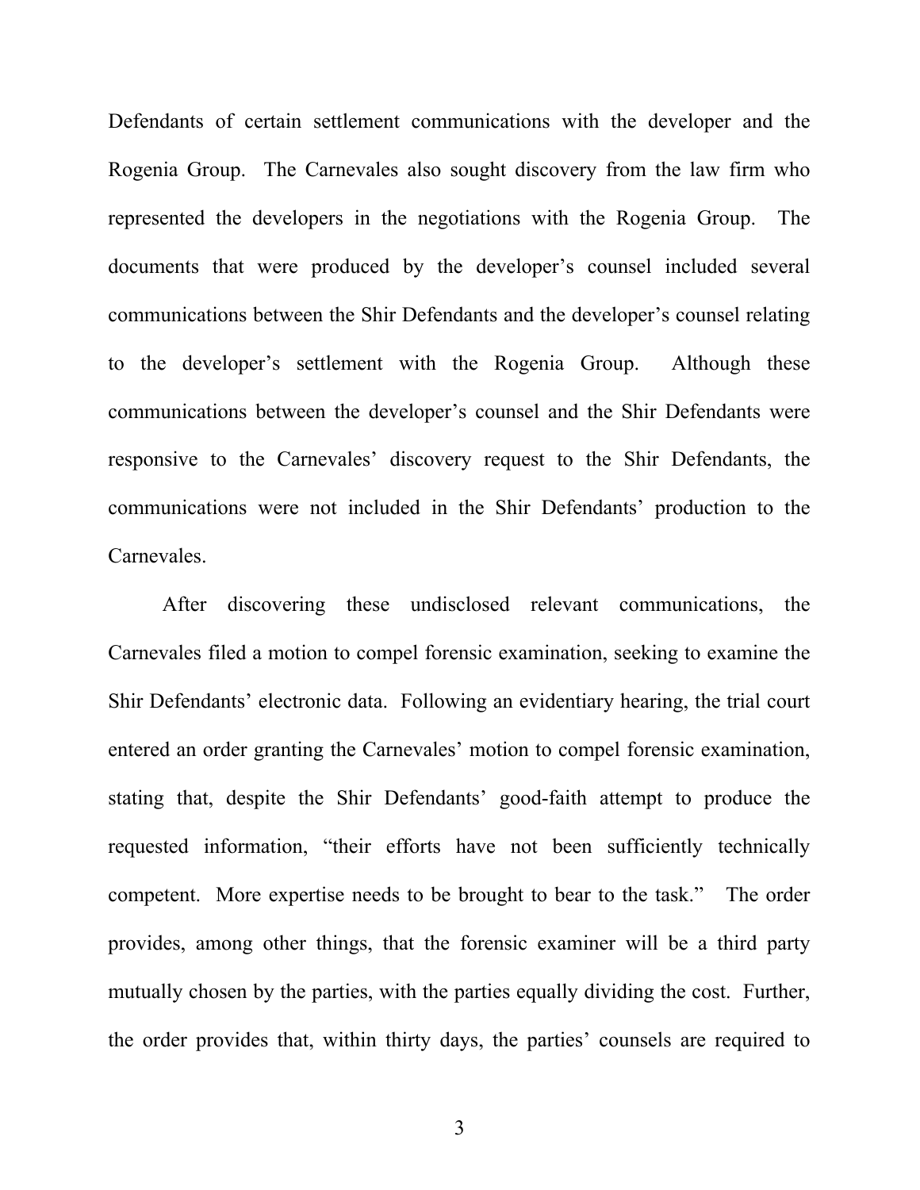Defendants of certain settlement communications with the developer and the Rogenia Group. The Carnevales also sought discovery from the law firm who represented the developers in the negotiations with the Rogenia Group. The documents that were produced by the developer's counsel included several communications between the Shir Defendants and the developer's counsel relating to the developer's settlement with the Rogenia Group. Although these communications between the developer's counsel and the Shir Defendants were responsive to the Carnevales' discovery request to the Shir Defendants, the communications were not included in the Shir Defendants' production to the Carnevales.

After discovering these undisclosed relevant communications, the Carnevales filed a motion to compel forensic examination, seeking to examine the Shir Defendants' electronic data. Following an evidentiary hearing, the trial court entered an order granting the Carnevales' motion to compel forensic examination, stating that, despite the Shir Defendants' good-faith attempt to produce the requested information, "their efforts have not been sufficiently technically competent. More expertise needs to be brought to bear to the task." The order provides, among other things, that the forensic examiner will be a third party mutually chosen by the parties, with the parties equally dividing the cost. Further, the order provides that, within thirty days, the parties' counsels are required to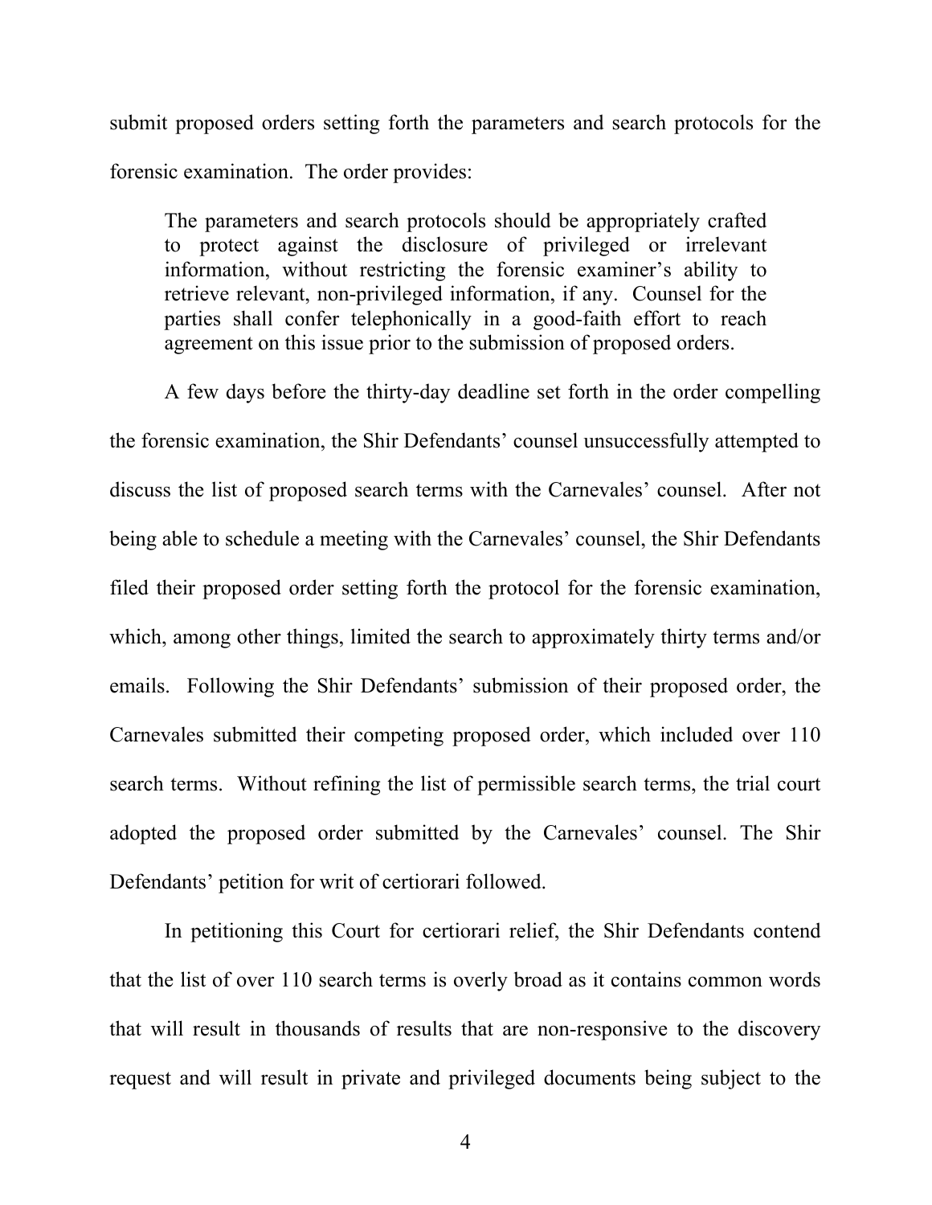submit proposed orders setting forth the parameters and search protocols for the forensic examination. The order provides:

> The parameters and search protocols should be appropriately crafted to protect against the disclosure of privileged or irrelevant information, without restricting the forensic examiner's ability to retrieve relevant, non-privileged information, if any. Counsel for the parties shall confer telephonically in a good-faith effort to reach agreement on this issue prior to the submission of proposed orders.

A few days before the thirty-day deadline set forth in the order compelling the forensic examination, the Shir Defendants' counsel unsuccessfully attempted to discuss the list of proposed search terms with the Carnevales' counsel. After not being able to schedule a meeting with the Carnevales' counsel, the Shir Defendants filed their proposed order setting forth the protocol for the forensic examination, which, among other things, limited the search to approximately thirty terms and/or emails. Following the Shir Defendants' submission of their proposed order, the Carnevales submitted their competing proposed order, which included over 110 search terms. Without refining the list of permissible search terms, the trial court adopted the proposed order submitted by the Carnevales' counsel. The Shir Defendants' petition for writ of certiorari followed.

In petitioning this Court for certiorari relief, the Shir Defendants contend that the list of over 110 search terms is overly broad as it contains common words that will result in thousands of results that are non-responsive to the discovery request and will result in private and privileged documents being subject to the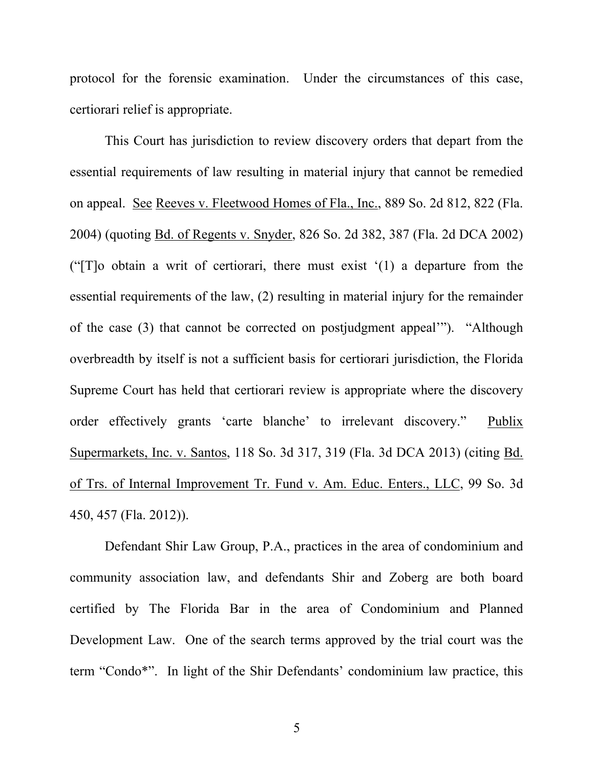protocol for the forensic examination. Under the circumstances of this case, certiorari relief is appropriate.

This Court has jurisdiction to review discovery orders that depart from the essential requirements of law resulting in material injury that cannot be remedied on appeal. See Reeves v. Fleetwood Homes of Fla., Inc., 889 So. 2d 812, 822 (Fla. 2004) (quoting Bd. of Regents v. Snyder, 826 So. 2d 382, 387 (Fla. 2d DCA 2002) ("[T]o obtain a writ of certiorari, there must exist '(1) a departure from the essential requirements of the law, (2) resulting in material injury for the remainder of the case (3) that cannot be corrected on postjudgment appeal'"). "Although overbreadth by itself is not a sufficient basis for certiorari jurisdiction, the Florida Supreme Court has held that certiorari review is appropriate where the discovery order effectively grants 'carte blanche' to irrelevant discovery." Publix Supermarkets, Inc. v. Santos, 118 So. 3d 317, 319 (Fla. 3d DCA 2013) (citing Bd. of Trs. of Internal Improvement Tr. Fund v. Am. Educ. Enters., LLC, 99 So. 3d 450, 457 (Fla. 2012)).

Defendant Shir Law Group, P.A., practices in the area of condominium and community association law, and defendants Shir and Zoberg are both board certified by The Florida Bar in the area of Condominium and Planned Development Law. One of the search terms approved by the trial court was the term "Condo*". In light of the Shir Defendants' condominium law practice, this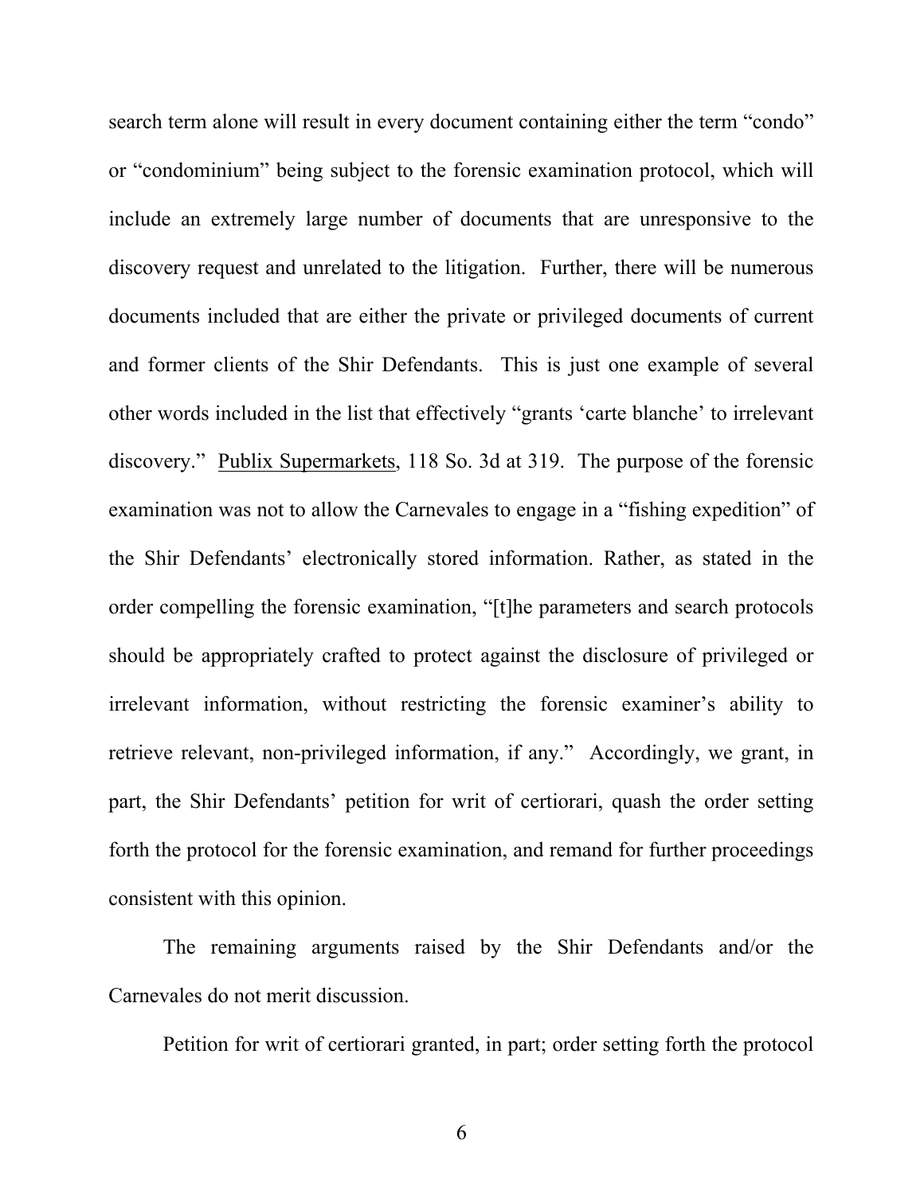search term alone will result in every document containing either the term "condo" or "condominium" being subject to the forensic examination protocol, which will include an extremely large number of documents that are unresponsive to the discovery request and unrelated to the litigation. Further, there will be numerous documents included that are either the private or privileged documents of current and former clients of the Shir Defendants. This is just one example of several other words included in the list that effectively "grants 'carte blanche' to irrelevant discovery." Publix Supermarkets, 118 So. 3d at 319. The purpose of the forensic examination was not to allow the Carnevales to engage in a "fishing expedition" of the Shir Defendants' electronically stored information. Rather, as stated in the order compelling the forensic examination, "[t]he parameters and search protocols should be appropriately crafted to protect against the disclosure of privileged or irrelevant information, without restricting the forensic examiner's ability to retrieve relevant, non-privileged information, if any." Accordingly, we grant, in part, the Shir Defendants' petition for writ of certiorari, quash the order setting forth the protocol for the forensic examination, and remand for further proceedings consistent with this opinion.

The remaining arguments raised by the Shir Defendants and/or the Carnevales do not merit discussion.

Petition for writ of certiorari granted, in part; order setting forth the protocol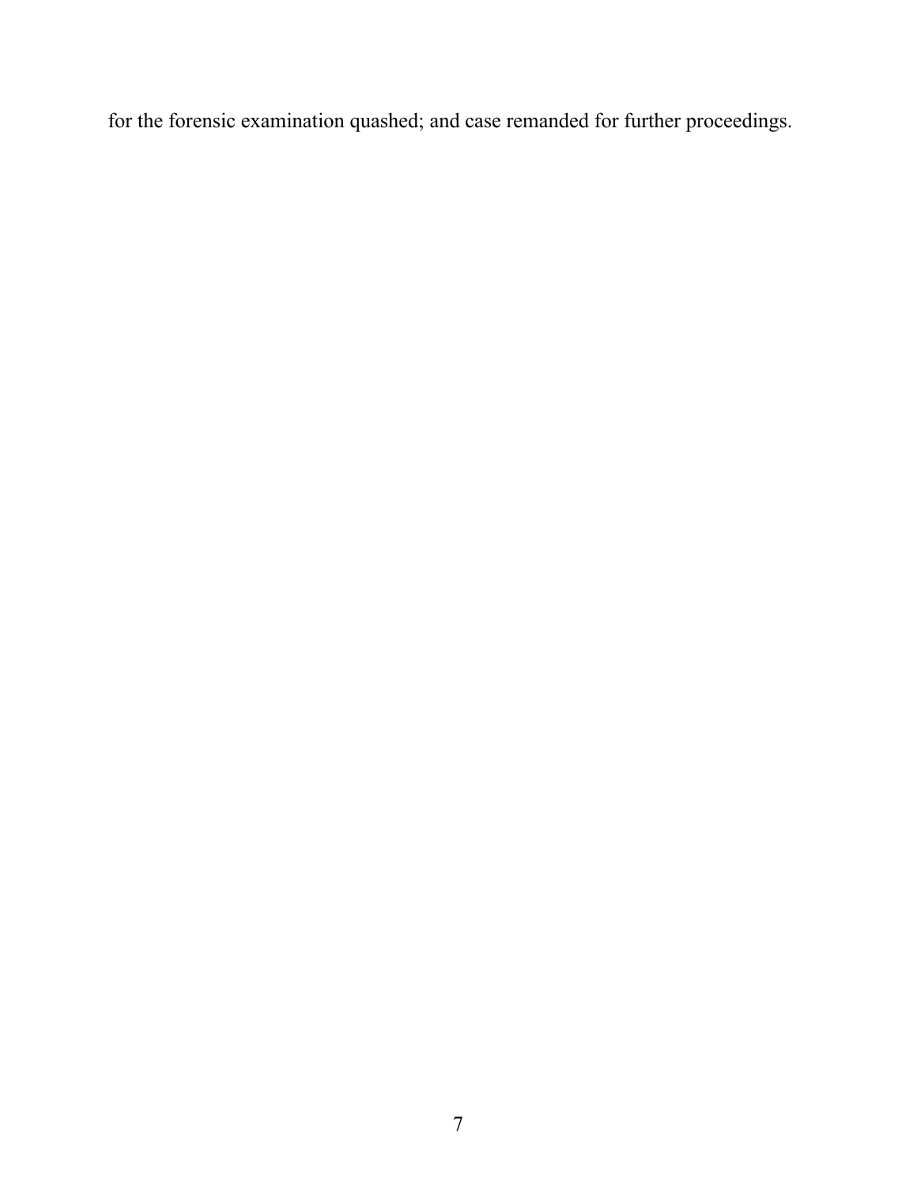for the forensic examination quashed; and case remanded for further proceedings.